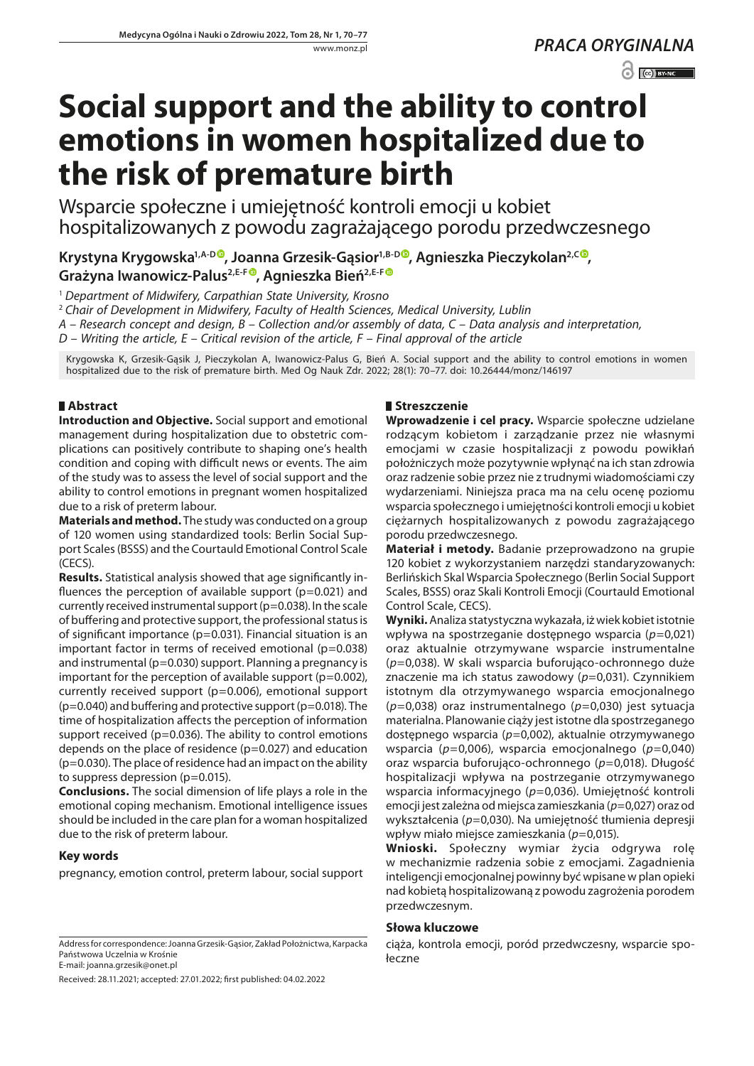*PRACA ORYGINALNA*

# Social support and the ability to control emotions in women hospitalized due to the risk of premature birth

Wsparcie społeczne i umiejętność kontroli emocji u kobiet hospitalizowanych z powodu zagrażającego porodu przedwczesnego

**Krystyna Krygowska[1,A-D], Joanna Grzesik-Gąsior[1,B-D], Agnieszka Pieczykolan[2,C], Grażyna Iwanowicz-Palus[2,E-F], Agnieszka Bień[2,E-F]**

[1] *Department of Midwifery, Carpathian State University, Krosno*

[2] *Chair of Development in Midwifery, Faculty of Health Sciences, Medical University, Lublin*

*A – Research concept and design, B – Collection and/or assembly of data, C – Data analysis and interpretation, D – Writing the article, E – Critical revision of the article, F – Final approval of the article*

Krygowska K, Grzesik-Gąsik J, Pieczykolan A, Iwanowicz-Palus G, Bień A. Social support and the ability to control emotions in women hospitalized due to the risk of premature birth. Med Og Nauk Zdr. 2022; 28(1): 70–77. doi: 10.26444/monz/146197

## Abstract

**Introduction and Objective.** Social support and emotional management during hospitalization due to obstetric complications can positively contribute to shaping one's health condition and coping with difficult news or events. The aim of the study was to assess the level of social support and the ability to control emotions in pregnant women hospitalized due to a risk of preterm labour.

**Materials and method.** The study was conducted on a group of 120 women using standardized tools: Berlin Social Support Scales (BSSS) and the Courtauld Emotional Control Scale (CECS).

**Results.** Statistical analysis showed that age significantly influences the perception of available support (p=0.021) and currently received instrumental support (p=0.038). In the scale of buffering and protective support, the professional status is of significant importance (p=0.031). Financial situation is an important factor in terms of received emotional (p=0.038) and instrumental (p=0.030) support. Planning a pregnancy is important for the perception of available support (p=0.002), currently received support (p=0.006), emotional support (p=0.040) and buffering and protective support (p=0.018). The time of hospitalization affects the perception of information support received (p=0.036). The ability to control emotions depends on the place of residence (p=0.027) and education (p=0.030). The place of residence had an impact on the ability to suppress depression (p=0.015).

**Conclusions.** The social dimension of life plays a role in the emotional coping mechanism. Emotional intelligence issues should be included in the care plan for a woman hospitalized due to the risk of preterm labour.

### Key words

pregnancy, emotion control, preterm labour, social support

## Streszczenie

**Wprowadzenie i cel pracy.** Wsparcie społeczne udzielane rodzącym kobietom i zarządzanie przez nie własnymi emocjami w czasie hospitalizacji z powodu powikłań położniczych może pozytywnie wpłynąć na ich stan zdrowia oraz radzenie sobie przez nie z trudnymi wiadomościami czy wydarzeniami. Niniejsza praca ma na celu ocenę poziomu wsparcia społecznego i umiejętności kontroli emocji u kobiet ciężarnych hospitalizowanych z powodu zagrażającego porodu przedwczesnego.

**Materiał i metody.** Badanie przeprowadzono na grupie 120 kobiet z wykorzystaniem narzędzi standaryzowanych: Berlińskich Skal Wsparcia Społecznego (Berlin Social Support Scales, BSSS) oraz Skali Kontroli Emocji (Courtauld Emotional Control Scale, CECS).

**Wyniki.** Analiza statystyczna wykazała, iż wiek kobiet istotnie wpływa na spostrzeganie dostępnego wsparcia (*p*=0,021) oraz aktualnie otrzymywane wsparcie instrumentalne (*p*=0,038). W skali wsparcia buforująco-ochronnego duże znaczenie ma ich status zawodowy (*p*=0,031). Czynnikiem istotnym dla otrzymywanego wsparcia emocjonalnego (*p*=0,038) oraz instrumentalnego (*p*=0,030) jest sytuacja materialna. Planowanie ciąży jest istotne dla spostrzeganego dostępnego wsparcia (*p*=0,002), aktualnie otrzymywanego wsparcia (*p*=0,006), wsparcia emocjonalnego (*p*=0,040) oraz wsparcia buforująco-ochronnego (*p*=0,018). Długość hospitalizacji wpływa na postrzeganie otrzymywanego wsparcia informacyjnego (*p*=0,036). Umiejętność kontroli emocji jest zależna od miejsca zamieszkania (*p*=0,027) oraz od wykształcenia (*p*=0,030). Na umiejętność tłumienia depresji wpływ miało miejsce zamieszkania (*p*=0,015).

**Wnioski.** Społeczny wymiar życia odgrywa rolę w mechanizmie radzenia sobie z emocjami. Zagadnienia inteligencji emocjonalnej powinny być wpisane w plan opieki nad kobietą hospitalizowaną z powodu zagrożenia porodem przedwczesnym.

### Słowa kluczowe

ciąża, kontrola emocji, poród przedwczesny, wsparcie społeczne

Address for correspondence: Joanna Grzesik-Gąsior, Zakład Położnictwa, Karpacka Państwowa Uczelnia w Krośnie
E-mail: joanna.grzesik@onet.pl

Received: 28.11.2021; accepted: 27.01.2022; first published: 04.02.2022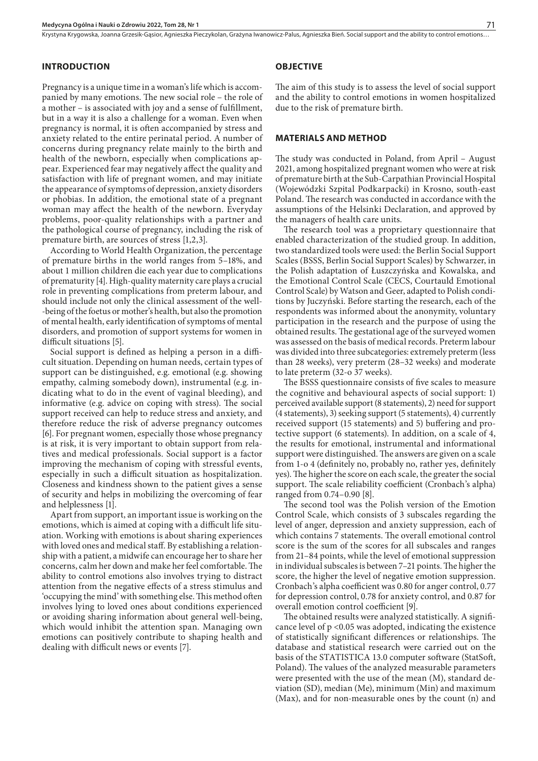## INTRODUCTION

Pregnancy is a unique time in a woman's life which is accompanied by many emotions. The new social role – the role of a mother – is associated with joy and a sense of fulfillment, but in a way it is also a challenge for a woman. Even when pregnancy is normal, it is often accompanied by stress and anxiety related to the entire perinatal period. A number of concerns during pregnancy relate mainly to the birth and health of the newborn, especially when complications appear. Experienced fear may negatively affect the quality and satisfaction with life of pregnant women, and may initiate the appearance of symptoms of depression, anxiety disorders or phobias. In addition, the emotional state of a pregnant woman may affect the health of the newborn. Everyday problems, poor-quality relationships with a partner and the pathological course of pregnancy, including the risk of premature birth, are sources of stress [1,2,3].

According to World Health Organization, the percentage of premature births in the world ranges from 5–18%, and about 1 million children die each year due to complications of prematurity [4]. High-quality maternity care plays a crucial role in preventing complications from preterm labour, and should include not only the clinical assessment of the well-being of the foetus or mother's health, but also the promotion of mental health, early identification of symptoms of mental disorders, and promotion of support systems for women in difficult situations [5].

Social support is defined as helping a person in a difficult situation. Depending on human needs, certain types of support can be distinguished, e.g. emotional (e.g. showing empathy, calming somebody down), instrumental (e.g. indicating what to do in the event of vaginal bleeding), and informative (e.g. advice on coping with stress). The social support received can help to reduce stress and anxiety, and therefore reduce the risk of adverse pregnancy outcomes [6]. For pregnant women, especially those whose pregnancy is at risk, it is very important to obtain support from relatives and medical professionals. Social support is a factor improving the mechanism of coping with stressful events, especially in such a difficult situation as hospitalization. Closeness and kindness shown to the patient gives a sense of security and helps in mobilizing the overcoming of fear and helplessness [1].

Apart from support, an important issue is working on the emotions, which is aimed at coping with a difficult life situation. Working with emotions is about sharing experiences with loved ones and medical staff. By establishing a relationship with a patient, a midwife can encourage her to share her concerns, calm her down and make her feel comfortable. The ability to control emotions also involves trying to distract attention from the negative effects of a stress stimulus and 'occupying the mind' with something else. This method often involves lying to loved ones about conditions experienced or avoiding sharing information about general well-being, which would inhibit the attention span. Managing own emotions can positively contribute to shaping health and dealing with difficult news or events [7].

## OBJECTIVE

The aim of this study is to assess the level of social support and the ability to control emotions in women hospitalized due to the risk of premature birth.

## MATERIALS AND METHOD

The study was conducted in Poland, from April – August 2021, among hospitalized pregnant women who were at risk of premature birth at the Sub-Carpathian Provincial Hospital (Wojewódzki Szpital Podkarpacki) in Krosno, south-east Poland. The research was conducted in accordance with the assumptions of the Helsinki Declaration, and approved by the managers of health care units.

The research tool was a proprietary questionnaire that enabled characterization of the studied group. In addition, two standardized tools were used: the Berlin Social Support Scales (BSSS, Berlin Social Support Scales) by Schwarzer, in the Polish adaptation of Łuszczyńska and Kowalska, and the Emotional Control Scale (CECS, Courtauld Emotional Control Scale) by Watson and Geer, adapted to Polish conditions by Juczyński. Before starting the research, each of the respondents was informed about the anonymity, voluntary participation in the research and the purpose of using the obtained results. The gestational age of the surveyed women was assessed on the basis of medical records. Preterm labour was divided into three subcategories: extremely preterm (less than 28 weeks), very preterm (28–32 weeks) and moderate to late preterm (32-o 37 weeks).

The BSSS questionnaire consists of five scales to measure the cognitive and behavioural aspects of social support: 1) perceived available support (8 statements), 2) need for support (4 statements), 3) seeking support (5 statements), 4) currently received support (15 statements) and 5) buffering and protective support (6 statements). In addition, on a scale of 4, the results for emotional, instrumental and informational support were distinguished. The answers are given on a scale from 1-o 4 (definitely no, probably no, rather yes, definitely yes). The higher the score on each scale, the greater the social support. The scale reliability coefficient (Cronbach's alpha) ranged from 0.74–0.90 [8].

The second tool was the Polish version of the Emotion Control Scale, which consists of 3 subscales regarding the level of anger, depression and anxiety suppression, each of which contains 7 statements. The overall emotional control score is the sum of the scores for all subscales and ranges from 21–84 points, while the level of emotional suppression in individual subscales is between 7–21 points. The higher the score, the higher the level of negative emotion suppression. Cronbach's alpha coefficient was 0.80 for anger control, 0.77 for depression control, 0.78 for anxiety control, and 0.87 for overall emotion control coefficient [9].

The obtained results were analyzed statistically. A significance level of $p < 0.05$ was adopted, indicating the existence of statistically significant differences or relationships. The database and statistical research were carried out on the basis of the STATISTICA 13.0 computer software (StatSoft, Poland). The values of the analyzed measurable parameters were presented with the use of the mean (M), standard deviation (SD), median (Me), minimum (Min) and maximum (Max), and for non-measurable ones by the count (n) and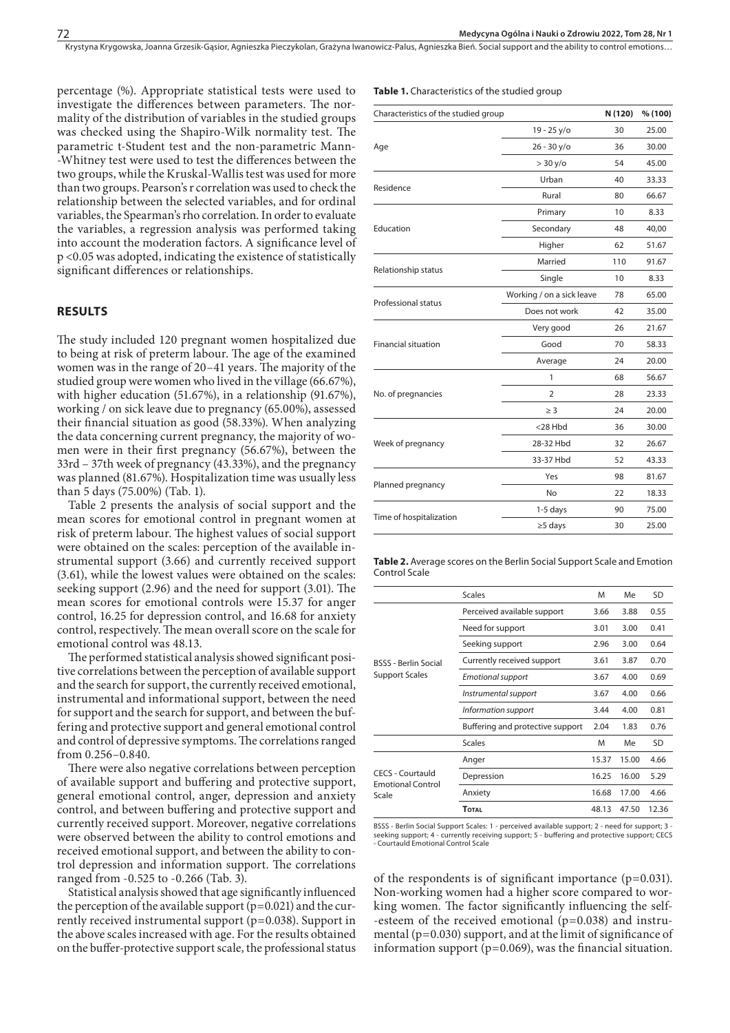percentage (%). Appropriate statistical tests were used to investigate the differences between parameters. The normality of the distribution of variables in the studied groups was checked using the Shapiro-Wilk normality test. The parametric t-Student test and the non-parametric Mann-Whitney test were used to test the differences between the two groups, while the Kruskal-Wallis test was used for more than two groups. Pearson's r correlation was used to check the relationship between the selected variables, and for ordinal variables, the Spearman's rho correlation. In order to evaluate the variables, a regression analysis was performed taking into account the moderation factors. A significance level of $p < 0.05$ was adopted, indicating the existence of statistically significant differences or relationships.

## RESULTS

The study included 120 pregnant women hospitalized due to being at risk of preterm labour. The age of the examined women was in the range of 20–41 years. The majority of the studied group were women who lived in the village (66.67%), with higher education (51.67%), in a relationship (91.67%), working / on sick leave due to pregnancy (65.00%), assessed their financial situation as good (58.33%). When analyzing the data concerning current pregnancy, the majority of women were in their first pregnancy (56.67%), between the 33rd – 37th week of pregnancy (43.33%), and the pregnancy was planned (81.67%). Hospitalization time was usually less than 5 days (75.00%) (Tab. 1).

Table 2 presents the analysis of social support and the mean scores for emotional control in pregnant women at risk of preterm labour. The highest values of social support were obtained on the scales: perception of the available instrumental support (3.66) and currently received support (3.61), while the lowest values were obtained on the scales: seeking support (2.96) and the need for support (3.01). The mean scores for emotional controls were 15.37 for anger control, 16.25 for depression control, and 16.68 for anxiety control, respectively. The mean overall score on the scale for emotional control was 48.13.

The performed statistical analysis showed significant positive correlations between the perception of available support and the search for support, the currently received emotional, instrumental and informational support, between the need for support and the search for support, and between the buffering and protective support and general emotional control and control of depressive symptoms. The correlations ranged from 0.256–0.840.

There were also negative correlations between perception of available support and buffering and protective support, general emotional control, anger, depression and anxiety control, and between buffering and protective support and currently received support. Moreover, negative correlations were observed between the ability to control emotions and received emotional support, and between the ability to control depression and information support. The correlations ranged from -0.525 to -0.266 (Tab. 3).

Statistical analysis showed that age significantly influenced the perception of the available support ($p=0.021$) and the currently received instrumental support ($p=0.038$). Support in the above scales increased with age. For the results obtained on the buffer-protective support scale, the professional status of the respondents is of significant importance ($p=0.031$). Non-working women had a higher score compared to working women. The factor significantly influencing the self-esteem of the received emotional ($p=0.038$) and instrumental ($p=0.030$) support, and at the limit of significance of information support ($p=0.069$), was the financial situation.

**Table 1.** Characteristics of the studied group

| Characteristics of the studied group | | N (120) | % (100) |
|---|---|---|---|
| Age | 19 - 25 y/o | 30 | 25.00 |
| | 26 - 30 y/o | 36 | 30.00 |
| | > 30 y/o | 54 | 45.00 |
| Residence | Urban | 40 | 33.33 |
| | Rural | 80 | 66.67 |
| Education | Primary | 10 | 8.33 |
| | Secondary | 48 | 40,00 |
| | Higher | 62 | 51.67 |
| Relationship status | Married | 110 | 91.67 |
| | Single | 10 | 8.33 |
| Professional status | Working / on a sick leave | 78 | 65.00 |
| | Does not work | 42 | 35.00 |
| Financial situation | Very good | 26 | 21.67 |
| | Good | 70 | 58.33 |
| | Average | 24 | 20.00 |
| No. of pregnancies | 1 | 68 | 56.67 |
| | 2 | 28 | 23.33 |
| | ≥ 3 | 24 | 20.00 |
| Week of pregnancy | <28 Hbd | 36 | 30.00 |
| | 28-32 Hbd | 32 | 26.67 |
| | 33-37 Hbd | 52 | 43.33 |
| Planned pregnancy | Yes | 98 | 81.67 |
| | No | 22 | 18.33 |
| Time of hospitalization | 1-5 days | 90 | 75.00 |
| | ≥5 days | 30 | 25.00 |

**Table 2.** Average scores on the Berlin Social Support Scale and Emotion Control Scale

| | Scales | M | Me | SD |
|---|---|---|---|---|
| BSSS - Berlin Social Support Scales | Perceived available support | 3.66 | 3.88 | 0.55 |
| | Need for support | 3.01 | 3.00 | 0.41 |
| | Seeking support | 2.96 | 3.00 | 0.64 |
| | Currently received support | 3.61 | 3.87 | 0.70 |
| | *Emotional support* | 3.67 | 4.00 | 0.69 |
| | *Instrumental support* | 3.67 | 4.00 | 0.66 |
| | *Information support* | 3.44 | 4.00 | 0.81 |
| | Buffering and protective support | 2.04 | 1.83 | 0.76 |
| | Scales | M | Me | SD |
| CECS - Courtauld Emotional Control Scale | Anger | 15.37 | 15.00 | 4.66 |
| | Depression | 16.25 | 16.00 | 5.29 |
| | Anxiety | 16.68 | 17.00 | 4.66 |
| | **Total** | 48.13 | 47.50 | 12.36 |

BSSS - Berlin Social Support Scales: 1 - perceived available support; 2 - need for support; 3 - seeking support; 4 - currently receiving support; 5 - buffering and protective support; CECS - Courtauld Emotional Control Scale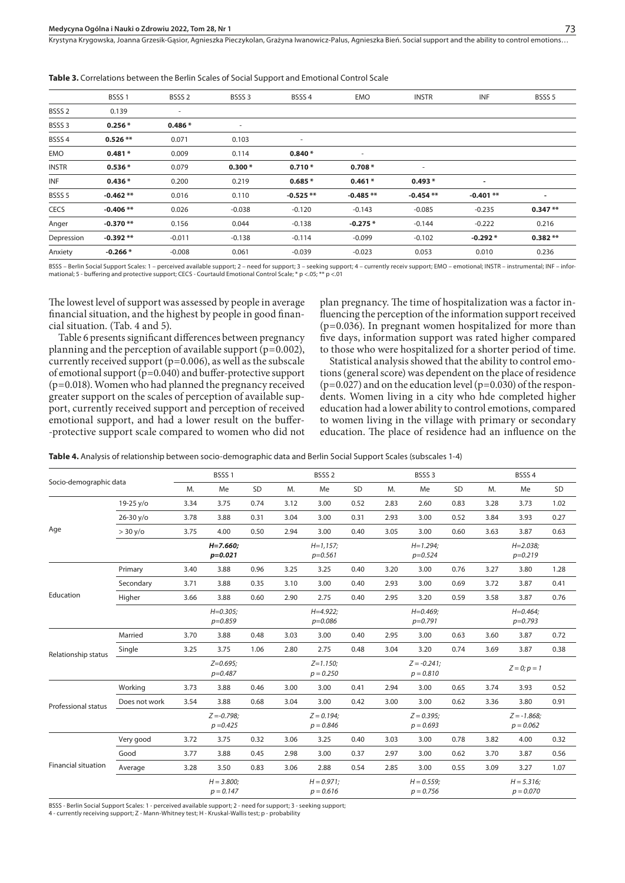**Table 3.** Correlations between the Berlin Scales of Social Support and Emotional Control Scale

| | BSSS 1 | BSSS 2 | BSSS 3 | BSSS 4 | EMO | INSTR | INF | BSSS 5 |
|---|---|---|---|---|---|---|---|---|
| BSSS 2 | 0.139 | - | | | | | | |
| BSSS 3 | **0.256 *** | **0.486 *** | - | | | | | |
| BSSS 4 | **0.526 **** | 0.071 | 0.103 | - | | | | |
| EMO | **0.481 *** | 0.009 | 0.114 | **0.840 *** | - | | | |
| INSTR | **0.536 *** | 0.079 | **0.300 *** | **0.710 *** | **0.708 *** | - | | |
| INF | **0.436 *** | 0.200 | 0.219 | **0.685 *** | **0.461 *** | **0.493 *** | - | |
| BSSS 5 | **-0.462 **** | 0.016 | 0.110 | **-0.525 **** | **-0.485 **** | **-0.454 **** | **-0.401 **** | - |
| CECS | **-0.406 **** | 0.026 | -0.038 | -0.120 | -0.143 | -0.085 | -0.235 | **0.347 **** |
| Anger | **-0.370 **** | 0.156 | 0.044 | -0.138 | **-0.275 *** | -0.144 | -0.222 | 0.216 |
| Depression | **-0.392 **** | -0.011 | -0.138 | -0.114 | -0.099 | -0.102 | **-0.292 *** | **0.382 **** |
| Anxiety | **-0.266 *** | -0.008 | 0.061 | -0.039 | -0.023 | 0.053 | 0.010 | 0.236 |

BSSS – Berlin Social Support Scales: 1 – perceived available support; 2 – need for support; 3 – seeking support; 4 – currently receiv support; EMO – emotional; INSTR – instrumental; INF – informational; 5 - buffering and protective support; CECS - Courtauld Emotional Control Scale; * p <.05; ** p <.01

The lowest level of support was assessed by people in average financial situation, and the highest by people in good financial situation. (Tab. 4 and 5).

Table 6 presents significant differences between pregnancy planning and the perception of available support (p=0.002), currently received support (p=0.006), as well as the subscale of emotional support (p=0.040) and buffer-protective support (p=0.018). Women who had planned the pregnancy received greater support on the scales of perception of available support, currently received support and perception of received emotional support, and had a lower result on the buffer-protective support scale compared to women who did not plan pregnancy. The time of hospitalization was a factor influencing the perception of the information support received (p=0.036). In pregnant women hospitalized for more than five days, information support was rated higher compared to those who were hospitalized for a shorter period of time.

Statistical analysis showed that the ability to control emotions (general score) was dependent on the place of residence (p=0.027) and on the education level (p=0.030) of the respondents. Women living in a city who hde completed higher education had a lower ability to control emotions, compared to women living in the village with primary or secondary education. The place of residence had an influence on the

**Table 4.** Analysis of relationship between socio-demographic data and Berlin Social Support Scales (subscales 1-4)

| Socio-demographic data | | BSSS 1 | | | BSSS 2 | | | BSSS 3 | | | BSSS 4 | | |
|---|---|---|---|---|---|---|---|---|---|---|---|---|---|
| | | M. | Me | SD | M. | Me | SD | M. | Me | SD | M. | Me | SD |
| Age | 19-25 y/o | 3.34 | 3.75 | 0.74 | 3.12 | 3.00 | 0.52 | 2.83 | 2.60 | 0.83 | 3.28 | 3.73 | 1.02 |
| | 26-30 y/o | 3.78 | 3.88 | 0.31 | 3.04 | 3.00 | 0.31 | 2.93 | 3.00 | 0.52 | 3.84 | 3.93 | 0.27 |
| | > 30 y/o | 3.75 | 4.00 | 0.50 | 2.94 | 3.00 | 0.40 | 3.05 | 3.00 | 0.60 | 3.63 | 3.87 | 0.63 |
| | | | ***H=7.660; p=0.021*** | | | *H=1,157; p=0.561* | | | *H=1.294; p=0.524* | | | *H=2.038; p=0.219* | |
| Education | Primary | 3.40 | 3.88 | 0.96 | 3.25 | 3.25 | 0.40 | 3.20 | 3.00 | 0.76 | 3.27 | 3.80 | 1.28 |
| | Secondary | 3.71 | 3.88 | 0.35 | 3.10 | 3.00 | 0.40 | 2.93 | 3.00 | 0.69 | 3.72 | 3.87 | 0.41 |
| | Higher | 3.66 | 3.88 | 0.60 | 2.90 | 2.75 | 0.40 | 2.95 | 3.20 | 0.59 | 3.58 | 3.87 | 0.76 |
| | | | *H=0.305; p=0.859* | | | *H=4.922; p=0.086* | | | *H=0.469; p=0.791* | | | *H=0.464; p=0.793* | |
| Relationship status | Married | 3.70 | 3.88 | 0.48 | 3.03 | 3.00 | 0.40 | 2.95 | 3.00 | 0.63 | 3.60 | 3.87 | 0.72 |
| | Single | 3.25 | 3.75 | 1.06 | 2.80 | 2.75 | 0.48 | 3.04 | 3.20 | 0.74 | 3.69 | 3.87 | 0.38 |
| | | | *Z=0.695; p=0.487* | | | *Z=1.150; p = 0.250* | | | *Z = -0.241; p = 0.810* | | | *Z = 0; p = 1* | |
| Professional status | Working | 3.73 | 3.88 | 0.46 | 3.00 | 3.00 | 0.41 | 2.94 | 3.00 | 0.65 | 3.74 | 3.93 | 0.52 |
| | Does not work | 3.54 | 3.88 | 0.68 | 3.04 | 3.00 | 0.42 | 3.00 | 3.00 | 0.62 | 3.36 | 3.80 | 0.91 |
| | | | *Z =-0.798; p =0.425* | | | *Z = 0.194; p = 0.846* | | | *Z = 0.395; p = 0.693* | | | *Z = -1.868; p = 0.062* | |
| Financial situation | Very good | 3.72 | 3.75 | 0.32 | 3.06 | 3.25 | 0.40 | 3.03 | 3.00 | 0.78 | 3.82 | 4.00 | 0.32 |
| | Good | 3.77 | 3.88 | 0.45 | 2.98 | 3.00 | 0.37 | 2.97 | 3.00 | 0.62 | 3.70 | 3.87 | 0.56 |
| | Average | 3.28 | 3.50 | 0.83 | 3.06 | 2.88 | 0.54 | 2.85 | 3.00 | 0.55 | 3.09 | 3.27 | 1.07 |
| | | | *H = 3.800; p = 0.147* | | | *H = 0.971; p = 0.616* | | | *H = 0.559; p = 0.756* | | | *H = 5.316; p = 0.070* | |

BSSS - Berlin Social Support Scales: 1 - perceived available support; 2 - need for support; 3 - seeking support;
4 - currently receiving support; Z - Mann-Whitney test; H - Kruskal-Wallis test; p - probability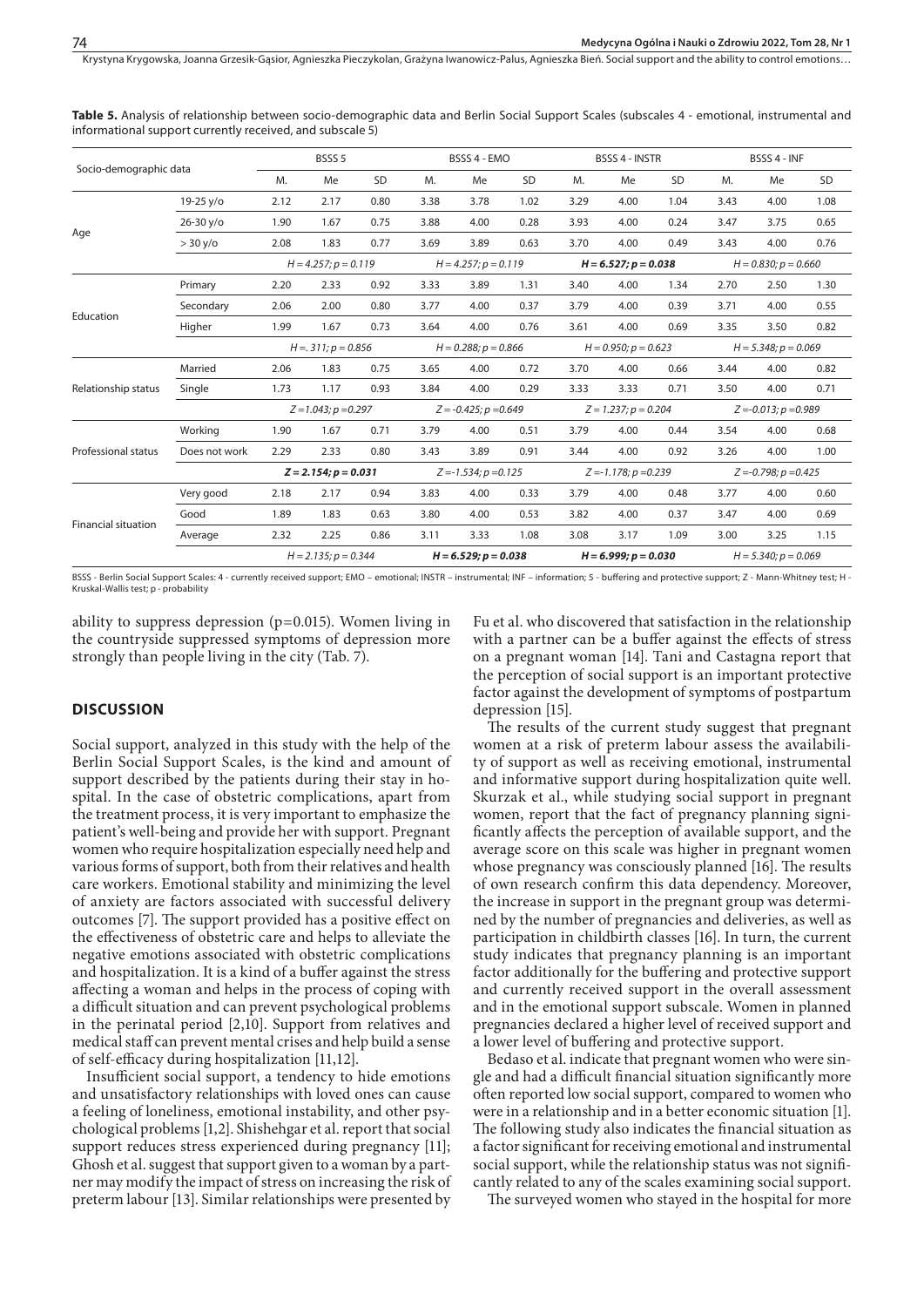**Table 5.** Analysis of relationship between socio-demographic data and Berlin Social Support Scales (subscales 4 - emotional, instrumental and informational support currently received, and subscale 5)

| Socio-demographic data | | BSSS 5 | | | BSSS 4 - EMO | | | BSSS 4 - INSTR | | | BSSS 4 - INF | | |
|---|---|---|---|---|---|---|---|---|---|---|---|---|---|
| | | M. | Me | SD | M. | Me | SD | M. | Me | SD | M. | Me | SD |
| Age | 19-25 y/o | 2.12 | 2.17 | 0.80 | 3.38 | 3.78 | 1.02 | 3.29 | 4.00 | 1.04 | 3.43 | 4.00 | 1.08 |
| | 26-30 y/o | 1.90 | 1.67 | 0.75 | 3.88 | 4.00 | 0.28 | 3.93 | 4.00 | 0.24 | 3.47 | 3.75 | 0.65 |
| | > 30 y/o | 2.08 | 1.83 | 0.77 | 3.69 | 3.89 | 0.63 | 3.70 | 4.00 | 0.49 | 3.43 | 4.00 | 0.76 |
| | | *H = 4.257; p = 0.119* | | | *H = 4.257; p = 0.119* | | | ***H = 6.527; p = 0.038*** | | | *H = 0.830; p = 0.660* | | |
| Education | Primary | 2.20 | 2.33 | 0.92 | 3.33 | 3.89 | 1.31 | 3.40 | 4.00 | 1.34 | 2.70 | 2.50 | 1.30 |
| | Secondary | 2.06 | 2.00 | 0.80 | 3.77 | 4.00 | 0.37 | 3.79 | 4.00 | 0.39 | 3.71 | 4.00 | 0.55 |
| | Higher | 1.99 | 1.67 | 0.73 | 3.64 | 4.00 | 0.76 | 3.61 | 4.00 | 0.69 | 3.35 | 3.50 | 0.82 |
| | | *H =. 311; p = 0.856* | | | *H = 0.288; p = 0.866* | | | *H = 0.950; p = 0.623* | | | *H = 5.348; p = 0.069* | | |
| Relationship status | Married | 2.06 | 1.83 | 0.75 | 3.65 | 4.00 | 0.72 | 3.70 | 4.00 | 0.66 | 3.44 | 4.00 | 0.82 |
| | Single | 1.73 | 1.17 | 0.93 | 3.84 | 4.00 | 0.29 | 3.33 | 3.33 | 0.71 | 3.50 | 4.00 | 0.71 |
| | | *Z =1.043; p =0.297* | | | *Z = -0.425; p =0.649* | | | *Z = 1.237; p = 0.204* | | | *Z =-0.013; p =0.989* | | |
| Professional status | Working | 1.90 | 1.67 | 0.71 | 3.79 | 4.00 | 0.51 | 3.79 | 4.00 | 0.44 | 3.54 | 4.00 | 0.68 |
| | Does not work | 2.29 | 2.33 | 0.80 | 3.43 | 3.89 | 0.91 | 3.44 | 4.00 | 0.92 | 3.26 | 4.00 | 1.00 |
| | | ***Z = 2.154; p = 0.031*** | | | *Z =-1.534; p =0.125* | | | *Z =-1.178; p =0.239* | | | *Z =-0.798; p =0.425* | | |
| Financial situation | Very good | 2.18 | 2.17 | 0.94 | 3.83 | 4.00 | 0.33 | 3.79 | 4.00 | 0.48 | 3.77 | 4.00 | 0.60 |
| | Good | 1.89 | 1.83 | 0.63 | 3.80 | 4.00 | 0.53 | 3.82 | 4.00 | 0.37 | 3.47 | 4.00 | 0.69 |
| | Average | 2.32 | 2.25 | 0.86 | 3.11 | 3.33 | 1.08 | 3.08 | 3.17 | 1.09 | 3.00 | 3.25 | 1.15 |
| | | *H = 2.135; p = 0.344* | | | ***H = 6.529; p = 0.038*** | | | ***H = 6.999; p = 0.030*** | | | *H = 5.340; p = 0.069* | | |

BSSS - Berlin Social Support Scales: 4 - currently received support; EMO – emotional; INSTR – instrumental; INF – information; 5 - buffering and protective support; Z - Mann-Whitney test; H - Kruskal-Wallis test; p - probability

ability to suppress depression (p=0.015). Women living in the countryside suppressed symptoms of depression more strongly than people living in the city (Tab. 7).

## DISCUSSION

Social support, analyzed in this study with the help of the Berlin Social Support Scales, is the kind and amount of support described by the patients during their stay in hospital. In the case of obstetric complications, apart from the treatment process, it is very important to emphasize the patient's well-being and provide her with support. Pregnant women who require hospitalization especially need help and various forms of support, both from their relatives and health care workers. Emotional stability and minimizing the level of anxiety are factors associated with successful delivery outcomes [7]. The support provided has a positive effect on the effectiveness of obstetric care and helps to alleviate the negative emotions associated with obstetric complications and hospitalization. It is a kind of a buffer against the stress affecting a woman and helps in the process of coping with a difficult situation and can prevent psychological problems in the perinatal period [2,10]. Support from relatives and medical staff can prevent mental crises and help build a sense of self-efficacy during hospitalization [11,12].

Insufficient social support, a tendency to hide emotions and unsatisfactory relationships with loved ones can cause a feeling of loneliness, emotional instability, and other psychological problems [1,2]. Shishehgar et al. report that social support reduces stress experienced during pregnancy [11]; Ghosh et al. suggest that support given to a woman by a partner may modify the impact of stress on increasing the risk of preterm labour [13]. Similar relationships were presented by Fu et al. who discovered that satisfaction in the relationship with a partner can be a buffer against the effects of stress on a pregnant woman [14]. Tani and Castagna report that the perception of social support is an important protective factor against the development of symptoms of postpartum depression [15].

The results of the current study suggest that pregnant women at a risk of preterm labour assess the availability of support as well as receiving emotional, instrumental and informative support during hospitalization quite well. Skurzak et al., while studying social support in pregnant women, report that the fact of pregnancy planning significantly affects the perception of available support, and the average score on this scale was higher in pregnant women whose pregnancy was consciously planned [16]. The results of own research confirm this data dependency. Moreover, the increase in support in the pregnant group was determined by the number of pregnancies and deliveries, as well as participation in childbirth classes [16]. In turn, the current study indicates that pregnancy planning is an important factor additionally for the buffering and protective support and currently received support in the overall assessment and in the emotional support subscale. Women in planned pregnancies declared a higher level of received support and a lower level of buffering and protective support.

Bedaso et al. indicate that pregnant women who were single and had a difficult financial situation significantly more often reported low social support, compared to women who were in a relationship and in a better economic situation [1]. The following study also indicates the financial situation as a factor significant for receiving emotional and instrumental social support, while the relationship status was not significantly related to any of the scales examining social support.

The surveyed women who stayed in the hospital for more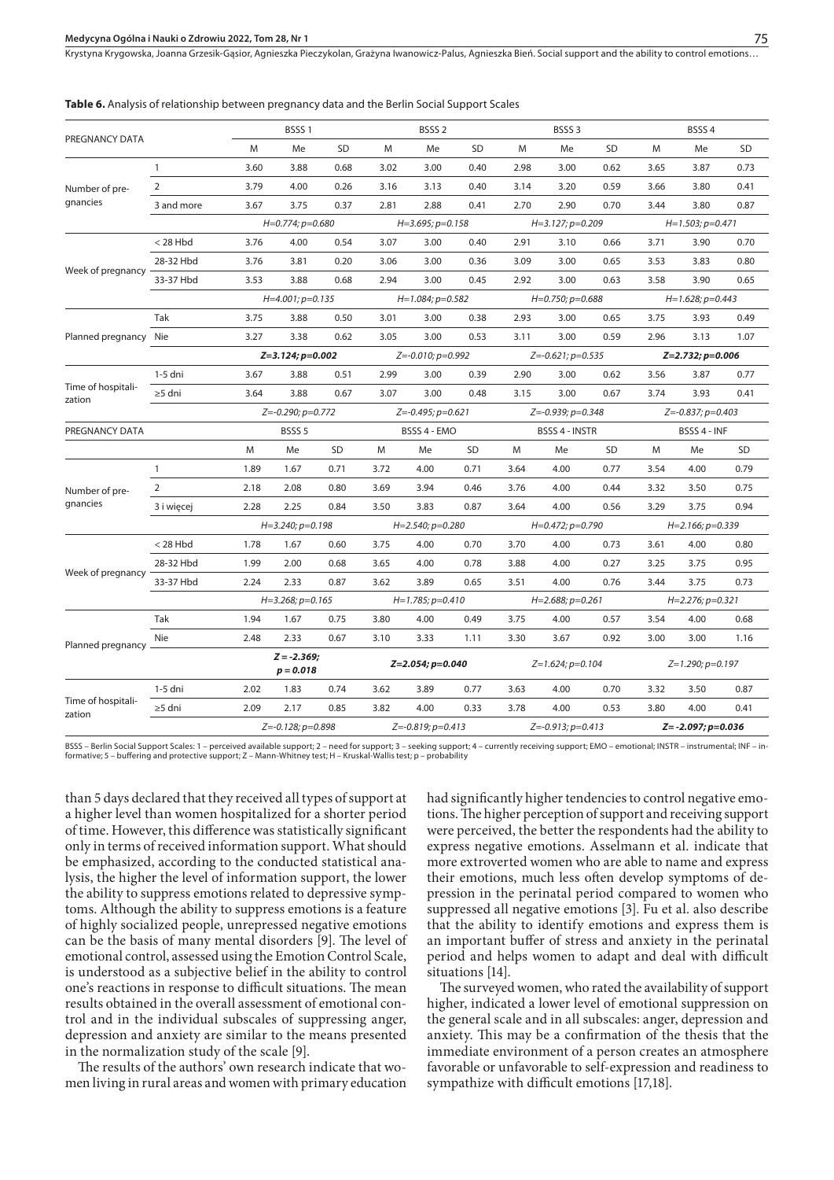**Table 6.** Analysis of relationship between pregnancy data and the Berlin Social Support Scales

| PREGNANCY DATA | | BSSS 1 | | | BSSS 2 | | | BSSS 3 | | | BSSS 4 | | |
|---|---|---|---|---|---|---|---|---|---|---|---|---|---|
| | | M | Me | SD | M | Me | SD | M | Me | SD | M | Me | SD |
| Number of pregnancies | 1 | 3.60 | 3.88 | 0.68 | 3.02 | 3.00 | 0.40 | 2.98 | 3.00 | 0.62 | 3.65 | 3.87 | 0.73 |
| | 2 | 3.79 | 4.00 | 0.26 | 3.16 | 3.13 | 0.40 | 3.14 | 3.20 | 0.59 | 3.66 | 3.80 | 0.41 |
| | 3 and more | 3.67 | 3.75 | 0.37 | 2.81 | 2.88 | 0.41 | 2.70 | 2.90 | 0.70 | 3.44 | 3.80 | 0.87 |
| | | *H=0.774; p=0.680* | | | *H=3.695; p=0.158* | | | *H=3.127; p=0.209* | | | *H=1.503; p=0.471* | | |
| Week of pregnancy | < 28 Hbd | 3.76 | 4.00 | 0.54 | 3.07 | 3.00 | 0.40 | 2.91 | 3.10 | 0.66 | 3.71 | 3.90 | 0.70 |
| | 28-32 Hbd | 3.76 | 3.81 | 0.20 | 3.06 | 3.00 | 0.36 | 3.09 | 3.00 | 0.65 | 3.53 | 3.83 | 0.80 |
| | 33-37 Hbd | 3.53 | 3.88 | 0.68 | 2.94 | 3.00 | 0.45 | 2.92 | 3.00 | 0.63 | 3.58 | 3.90 | 0.65 |
| | | *H=4.001; p=0.135* | | | *H=1.084; p=0.582* | | | *H=0.750; p=0.688* | | | *H=1.628; p=0.443* | | |
| Planned pregnancy | Tak | 3.75 | 3.88 | 0.50 | 3.01 | 3.00 | 0.38 | 2.93 | 3.00 | 0.65 | 3.75 | 3.93 | 0.49 |
| | Nie | 3.27 | 3.38 | 0.62 | 3.05 | 3.00 | 0.53 | 3.11 | 3.00 | 0.59 | 2.96 | 3.13 | 1.07 |
| | | ***Z=3.124; p=0.002*** | | | *Z=-0.010; p=0.992* | | | *Z=-0.621; p=0.535* | | | ***Z=2.732; p=0.006*** | | |
| Time of hospitalization | 1-5 dni | 3.67 | 3.88 | 0.51 | 2.99 | 3.00 | 0.39 | 2.90 | 3.00 | 0.62 | 3.56 | 3.87 | 0.77 |
| | ≥5 dni | 3.64 | 3.88 | 0.67 | 3.07 | 3.00 | 0.48 | 3.15 | 3.00 | 0.67 | 3.74 | 3.93 | 0.41 |
| | | *Z=-0.290; p=0.772* | | | *Z=-0.495; p=0.621* | | | *Z=-0.939; p=0.348* | | | *Z=-0.837; p=0.403* | | |
| PREGNANCY DATA | | BSSS 5 | | | BSSS 4 - EMO | | | BSSS 4 - INSTR | | | BSSS 4 - INF | | |
| | | M | Me | SD | M | Me | SD | M | Me | SD | M | Me | SD |
| Number of pregnancies | 1 | 1.89 | 1.67 | 0.71 | 3.72 | 4.00 | 0.71 | 3.64 | 4.00 | 0.77 | 3.54 | 4.00 | 0.79 |
| | 2 | 2.18 | 2.08 | 0.80 | 3.69 | 3.94 | 0.46 | 3.76 | 4.00 | 0.44 | 3.32 | 3.50 | 0.75 |
| | 3 i więcej | 2.28 | 2.25 | 0.84 | 3.50 | 3.83 | 0.87 | 3.64 | 4.00 | 0.56 | 3.29 | 3.75 | 0.94 |
| | | *H=3.240; p=0.198* | | | *H=2.540; p=0.280* | | | *H=0.472; p=0.790* | | | *H=2.166; p=0.339* | | |
| Week of pregnancy | < 28 Hbd | 1.78 | 1.67 | 0.60 | 3.75 | 4.00 | 0.70 | 3.70 | 4.00 | 0.73 | 3.61 | 4.00 | 0.80 |
| | 28-32 Hbd | 1.99 | 2.00 | 0.68 | 3.65 | 4.00 | 0.78 | 3.88 | 4.00 | 0.27 | 3.25 | 3.75 | 0.95 |
| | 33-37 Hbd | 2.24 | 2.33 | 0.87 | 3.62 | 3.89 | 0.65 | 3.51 | 4.00 | 0.76 | 3.44 | 3.75 | 0.73 |
| | | *H=3.268; p=0.165* | | | *H=1.785; p=0.410* | | | *H=2.688; p=0.261* | | | *H=2.276; p=0.321* | | |
| Planned pregnancy | Tak | 1.94 | 1.67 | 0.75 | 3.80 | 4.00 | 0.49 | 3.75 | 4.00 | 0.57 | 3.54 | 4.00 | 0.68 |
| | Nie | 2.48 | 2.33 | 0.67 | 3.10 | 3.33 | 1.11 | 3.30 | 3.67 | 0.92 | 3.00 | 3.00 | 1.16 |
| | | ***Z = -2.369; p = 0.018*** | | | ***Z=2.054; p=0.040*** | | | *Z=1.624; p=0.104* | | | *Z=1.290; p=0.197* | | |
| Time of hospitalization | 1-5 dni | 2.02 | 1.83 | 0.74 | 3.62 | 3.89 | 0.77 | 3.63 | 4.00 | 0.70 | 3.32 | 3.50 | 0.87 |
| | ≥5 dni | 2.09 | 2.17 | 0.85 | 3.82 | 4.00 | 0.33 | 3.78 | 4.00 | 0.53 | 3.80 | 4.00 | 0.41 |
| | | *Z=-0.128; p=0.898* | | | *Z=-0.819; p=0.413* | | | *Z=-0.913; p=0.413* | | | ***Z= -2.097; p=0.036*** | | |

BSSS – Berlin Social Support Scales: 1 – perceived available support; 2 – need for support; 3 – seeking support; 4 – currently receiving support; EMO – emotional; INSTR – instrumental; INF – informative; 5 – buffering and protective support; Z – Mann-Whitney test; H – Kruskal-Wallis test; p – probability

than 5 days declared that they received all types of support at a higher level than women hospitalized for a shorter period of time. However, this difference was statistically significant only in terms of received information support. What should be emphasized, according to the conducted statistical analysis, the higher the level of information support, the lower the ability to suppress emotions related to depressive symptoms. Although the ability to suppress emotions is a feature of highly socialized people, unrepressed negative emotions can be the basis of many mental disorders [9]. The level of emotional control, assessed using the Emotion Control Scale, is understood as a subjective belief in the ability to control one's reactions in response to difficult situations. The mean results obtained in the overall assessment of emotional control and in the individual subscales of suppressing anger, depression and anxiety are similar to the means presented in the normalization study of the scale [9].

The results of the authors' own research indicate that women living in rural areas and women with primary education had significantly higher tendencies to control negative emotions. The higher perception of support and receiving support were perceived, the better the respondents had the ability to express negative emotions. Asselmann et al. indicate that more extroverted women who are able to name and express their emotions, much less often develop symptoms of depression in the perinatal period compared to women who suppressed all negative emotions [3]. Fu et al. also describe that the ability to identify emotions and express them is an important buffer of stress and anxiety in the perinatal period and helps women to adapt and deal with difficult situations [14].

The surveyed women, who rated the availability of support higher, indicated a lower level of emotional suppression on the general scale and in all subscales: anger, depression and anxiety. This may be a confirmation of the thesis that the immediate environment of a person creates an atmosphere favorable or unfavorable to self-expression and readiness to sympathize with difficult emotions [17,18].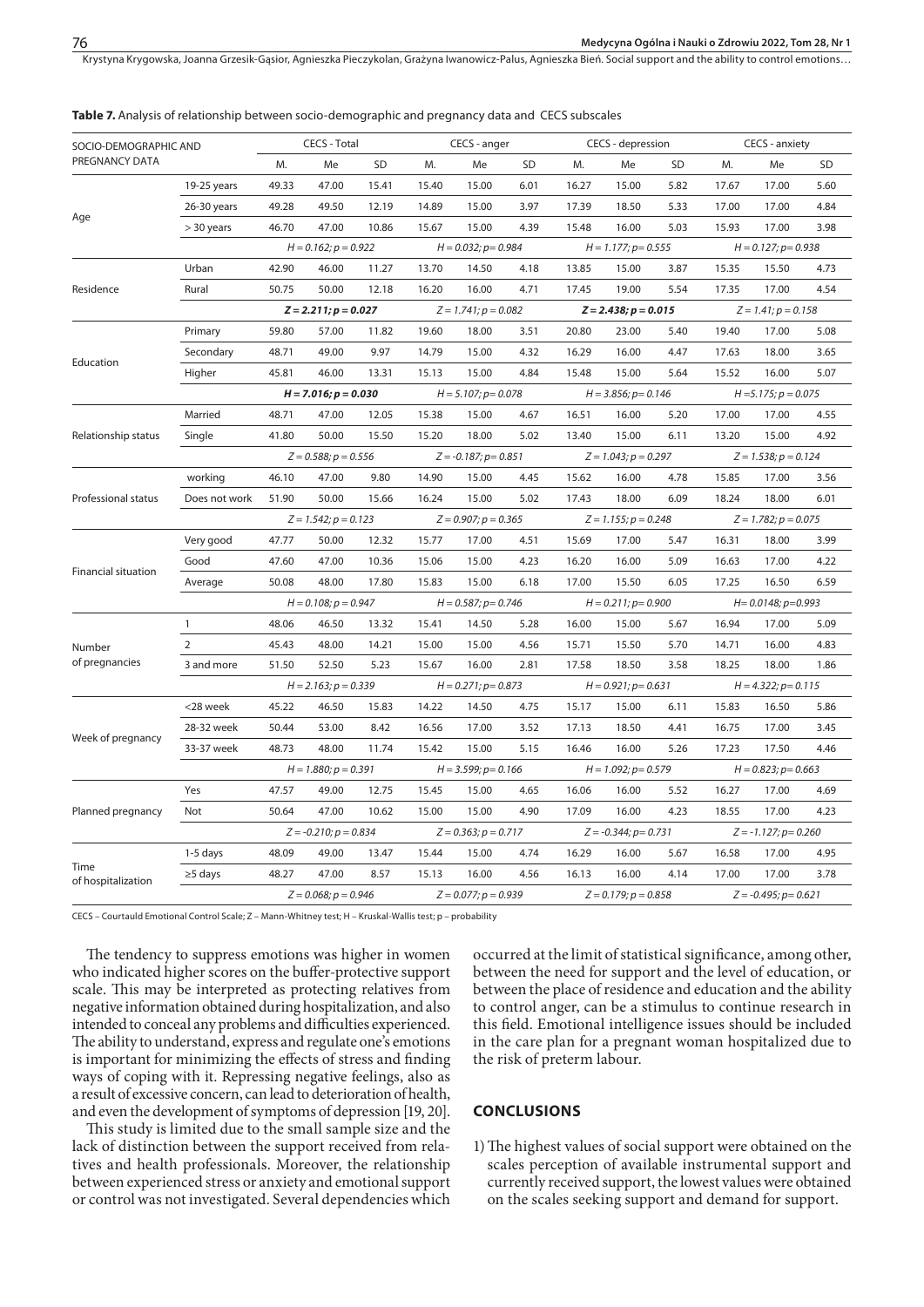**Table 7.** Analysis of relationship between socio-demographic and pregnancy data and CECS subscales

| SOCIO-DEMOGRAPHIC AND PREGNANCY DATA | | CECS - Total | | | CECS - anger | | | CECS - depression | | | CECS - anxiety | | |
|---|---|---|---|---|---|---|---|---|---|---|---|---|---|
| | | M. | Me | SD | M. | Me | SD | M. | Me | SD | M. | Me | SD |
| Age | 19-25 years | 49.33 | 47.00 | 15.41 | 15.40 | 15.00 | 6.01 | 16.27 | 15.00 | 5.82 | 17.67 | 17.00 | 5.60 |
| | 26-30 years | 49.28 | 49.50 | 12.19 | 14.89 | 15.00 | 3.97 | 17.39 | 18.50 | 5.33 | 17.00 | 17.00 | 4.84 |
| | > 30 years | 46.70 | 47.00 | 10.86 | 15.67 | 15.00 | 4.39 | 15.48 | 16.00 | 5.03 | 15.93 | 17.00 | 3.98 |
| | | *H = 0.162; p = 0.922* | | | *H = 0.032; p= 0.984* | | | *H = 1.177; p= 0.555* | | | *H = 0.127; p= 0.938* | | |
| Residence | Urban | 42.90 | 46.00 | 11.27 | 13.70 | 14.50 | 4.18 | 13.85 | 15.00 | 3.87 | 15.35 | 15.50 | 4.73 |
| | Rural | 50.75 | 50.00 | 12.18 | 16.20 | 16.00 | 4.71 | 17.45 | 19.00 | 5.54 | 17.35 | 17.00 | 4.54 |
| | | ***Z = 2.211; p = 0.027*** | | | *Z = 1.741; p = 0.082* | | | ***Z = 2.438; p = 0.015*** | | | *Z = 1.41; p = 0.158* | | |
| Education | Primary | 59.80 | 57.00 | 11.82 | 19.60 | 18.00 | 3.51 | 20.80 | 23.00 | 5.40 | 19.40 | 17.00 | 5.08 |
| | Secondary | 48.71 | 49.00 | 9.97 | 14.79 | 15.00 | 4.32 | 16.29 | 16.00 | 4.47 | 17.63 | 18.00 | 3.65 |
| | Higher | 45.81 | 46.00 | 13.31 | 15.13 | 15.00 | 4.84 | 15.48 | 15.00 | 5.64 | 15.52 | 16.00 | 5.07 |
| | | ***H = 7.016; p = 0.030*** | | | *H = 5.107; p= 0.078* | | | *H = 3.856; p= 0.146* | | | *H =5.175; p = 0.075* | | |
| Relationship status | Married | 48.71 | 47.00 | 12.05 | 15.38 | 15.00 | 4.67 | 16.51 | 16.00 | 5.20 | 17.00 | 17.00 | 4.55 |
| | Single | 41.80 | 50.00 | 15.50 | 15.20 | 18.00 | 5.02 | 13.40 | 15.00 | 6.11 | 13.20 | 15.00 | 4.92 |
| | | *Z = 0.588; p = 0.556* | | | *Z = -0.187; p= 0.851* | | | *Z = 1.043; p = 0.297* | | | *Z = 1.538; p = 0.124* | | |
| Professional status | working | 46.10 | 47.00 | 9.80 | 14.90 | 15.00 | 4.45 | 15.62 | 16.00 | 4.78 | 15.85 | 17.00 | 3.56 |
| | Does not work | 51.90 | 50.00 | 15.66 | 16.24 | 15.00 | 5.02 | 17.43 | 18.00 | 6.09 | 18.24 | 18.00 | 6.01 |
| | | *Z = 1.542; p = 0.123* | | | *Z = 0.907; p = 0.365* | | | *Z = 1.155; p = 0.248* | | | *Z = 1.782; p = 0.075* | | |
| Financial situation | Very good | 47.77 | 50.00 | 12.32 | 15.77 | 17.00 | 4.51 | 15.69 | 17.00 | 5.47 | 16.31 | 18.00 | 3.99 |
| | Good | 47.60 | 47.00 | 10.36 | 15.06 | 15.00 | 4.23 | 16.20 | 16.00 | 5.09 | 16.63 | 17.00 | 4.22 |
| | Average | 50.08 | 48.00 | 17.80 | 15.83 | 15.00 | 6.18 | 17.00 | 15.50 | 6.05 | 17.25 | 16.50 | 6.59 |
| | | *H = 0.108; p = 0.947* | | | *H = 0.587; p= 0.746* | | | *H = 0.211; p= 0.900* | | | *H= 0.0148; p=0.993* | | |
| Number of pregnancies | 1 | 48.06 | 46.50 | 13.32 | 15.41 | 14.50 | 5.28 | 16.00 | 15.00 | 5.67 | 16.94 | 17.00 | 5.09 |
| | 2 | 45.43 | 48.00 | 14.21 | 15.00 | 15.00 | 4.56 | 15.71 | 15.50 | 5.70 | 14.71 | 16.00 | 4.83 |
| | 3 and more | 51.50 | 52.50 | 5.23 | 15.67 | 16.00 | 2.81 | 17.58 | 18.50 | 3.58 | 18.25 | 18.00 | 1.86 |
| | | *H = 2.163; p = 0.339* | | | *H = 0.271; p= 0.873* | | | *H = 0.921; p= 0.631* | | | *H = 4.322; p= 0.115* | | |
| Week of pregnancy | <28 week | 45.22 | 46.50 | 15.83 | 14.22 | 14.50 | 4.75 | 15.17 | 15.00 | 6.11 | 15.83 | 16.50 | 5.86 |
| | 28-32 week | 50.44 | 53.00 | 8.42 | 16.56 | 17.00 | 3.52 | 17.13 | 18.50 | 4.41 | 16.75 | 17.00 | 3.45 |
| | 33-37 week | 48.73 | 48.00 | 11.74 | 15.42 | 15.00 | 5.15 | 16.46 | 16.00 | 5.26 | 17.23 | 17.50 | 4.46 |
| | | *H = 1.880; p = 0.391* | | | *H = 3.599; p= 0.166* | | | *H = 1.092; p= 0.579* | | | *H = 0.823; p= 0.663* | | |
| Planned pregnancy | Yes | 47.57 | 49.00 | 12.75 | 15.45 | 15.00 | 4.65 | 16.06 | 16.00 | 5.52 | 16.27 | 17.00 | 4.69 |
| | Not | 50.64 | 47.00 | 10.62 | 15.00 | 15.00 | 4.90 | 17.09 | 16.00 | 4.23 | 18.55 | 17.00 | 4.23 |
| | | *Z = -0.210; p = 0.834* | | | *Z = 0.363; p = 0.717* | | | *Z = -0.344; p= 0.731* | | | *Z = -1.127; p= 0.260* | | |
| Time of hospitalization | 1-5 days | 48.09 | 49.00 | 13.47 | 15.44 | 15.00 | 4.74 | 16.29 | 16.00 | 5.67 | 16.58 | 17.00 | 4.95 |
| | ≥5 days | 48.27 | 47.00 | 8.57 | 15.13 | 16.00 | 4.56 | 16.13 | 16.00 | 4.14 | 17.00 | 17.00 | 3.78 |
| | | *Z = 0.068; p = 0.946* | | | *Z = 0.077; p = 0.939* | | | *Z = 0.179; p = 0.858* | | | *Z = -0.495; p= 0.621* | | |

CECS – Courtauld Emotional Control Scale; Z – Mann-Whitney test; H – Kruskal-Wallis test; p – probability

The tendency to suppress emotions was higher in women who indicated higher scores on the buffer-protective support scale. This may be interpreted as protecting relatives from negative information obtained during hospitalization, and also intended to conceal any problems and difficulties experienced. The ability to understand, express and regulate one's emotions is important for minimizing the effects of stress and finding ways of coping with it. Repressing negative feelings, also as a result of excessive concern, can lead to deterioration of health, and even the development of symptoms of depression [19, 20].

This study is limited due to the small sample size and the lack of distinction between the support received from relatives and health professionals. Moreover, the relationship between experienced stress or anxiety and emotional support or control was not investigated. Several dependencies which occurred at the limit of statistical significance, among other, between the need for support and the level of education, or between the place of residence and education and the ability to control anger, can be a stimulus to continue research in this field. Emotional intelligence issues should be included in the care plan for a pregnant woman hospitalized due to the risk of preterm labour.

## CONCLUSIONS

1) The highest values of social support were obtained on the scales perception of available instrumental support and currently received support, the lowest values were obtained on the scales seeking support and demand for support.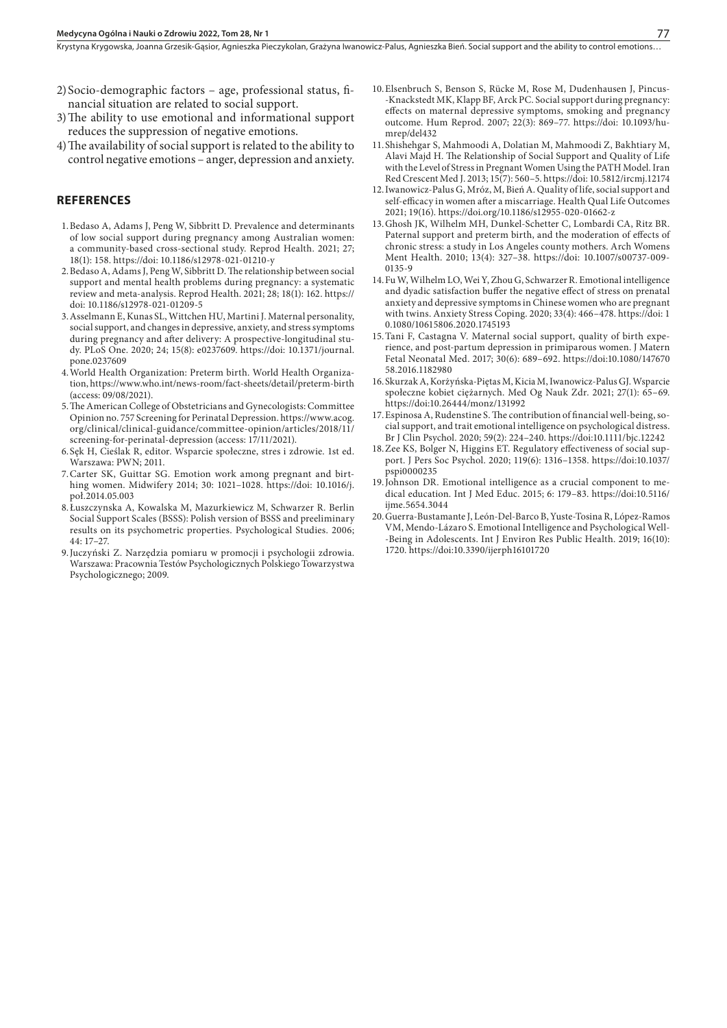2) Socio-demographic factors – age, professional status, financial situation are related to social support.
3) The ability to use emotional and informational support reduces the suppression of negative emotions.
4) The availability of social support is related to the ability to control negative emotions – anger, depression and anxiety.

## REFERENCES

1. Bedaso A, Adams J, Peng W, Sibbritt D. Prevalence and determinants of low social support during pregnancy among Australian women: a community-based cross-sectional study. Reprod Health. 2021; 27; 18(1): 158. https://doi: 10.1186/s12978-021-01210-y
2. Bedaso A, Adams J, Peng W, Sibbritt D. The relationship between social support and mental health problems during pregnancy: a systematic review and meta-analysis. Reprod Health. 2021; 28; 18(1): 162. https://doi: 10.1186/s12978-021-01209-5
3. Asselmann E, Kunas SL, Wittchen HU, Martini J. Maternal personality, social support, and changes in depressive, anxiety, and stress symptoms during pregnancy and after delivery: A prospective-longitudinal study. PLoS One. 2020; 24; 15(8): e0237609. https://doi: 10.1371/journal.pone.0237609
4. World Health Organization: Preterm birth. World Health Organization, https://www.who.int/news-room/fact-sheets/detail/preterm-birth (access: 09/08/2021).
5. The American College of Obstetricians and Gynecologists: Committee Opinion no. 757 Screening for Perinatal Depression. https://www.acog.org/clinical/clinical-guidance/committee-opinion/articles/2018/11/screening-for-perinatal-depression (access: 17/11/2021).
6. Sęk H, Cieślak R, editor. Wsparcie społeczne, stres i zdrowie. 1st ed. Warszawa: PWN; 2011.
7. Carter SK, Guittar SG. Emotion work among pregnant and birthing women. Midwifery 2014; 30: 1021–1028. https://doi: 10.1016/j.poł.2014.05.003
8. Łuszczynska A, Kowalska M, Mazurkiewicz M, Schwarzer R. Berlin Social Support Scales (BSSS): Polish version of BSSS and preeliminary results on its psychometric properties. Psychological Studies. 2006; 44: 17–27.
9. Juczyński Z. Narzędzia pomiaru w promocji i psychologii zdrowia. Warszawa: Pracownia Testów Psychologicznych Polskiego Towarzystwa Psychologicznego; 2009.
10. Elsenbruch S, Benson S, Rücke M, Rose M, Dudenhausen J, Pincus-Knackstedt MK, Klapp BF, Arck PC. Social support during pregnancy: effects on maternal depressive symptoms, smoking and pregnancy outcome. Hum Reprod. 2007; 22(3): 869–77. https://doi: 10.1093/humrep/del432
11. Shishehgar S, Mahmoodi A, Dolatian M, Mahmoodi Z, Bakhtiary M, Alavi Majd H. The Relationship of Social Support and Quality of Life with the Level of Stress in Pregnant Women Using the PATH Model. Iran Red Crescent Med J. 2013; 15(7): 560–5. https://doi: 10.5812/ircmj.12174
12. Iwanowicz-Palus G, Mróz, M, Bień A. Quality of life, social support and self-efficacy in women after a miscarriage. Health Qual Life Outcomes 2021; 19(16). https://doi.org/10.1186/s12955-020-01662-z
13. Ghosh JK, Wilhelm MH, Dunkel-Schetter C, Lombardi CA, Ritz BR. Paternal support and preterm birth, and the moderation of effects of chronic stress: a study in Los Angeles county mothers. Arch Womens Ment Health. 2010; 13(4): 327–38. https://doi: 10.1007/s00737-009-0135-9
14. Fu W, Wilhelm LO, Wei Y, Zhou G, Schwarzer R. Emotional intelligence and dyadic satisfaction buffer the negative effect of stress on prenatal anxiety and depressive symptoms in Chinese women who are pregnant with twins. Anxiety Stress Coping. 2020; 33(4): 466–478. https://doi: 10.1080/10615806.2020.1745193
15. Tani F, Castagna V. Maternal social support, quality of birth experience, and post-partum depression in primiparous women. J Matern Fetal Neonatal Med. 2017; 30(6): 689–692. https://doi:10.1080/14767058.2016.1182980
16. Skurzak A, Korżyńska-Piętas M, Kicia M, Iwanowicz-Palus GJ. Wsparcie społeczne kobiet ciężarnych. Med Og Nauk Zdr. 2021; 27(1): 65–69. https://doi:10.26444/monz/131992
17. Espinosa A, Rudenstine S. The contribution of financial well-being, social support, and trait emotional intelligence on psychological distress. Br J Clin Psychol. 2020; 59(2): 224–240. https://doi:10.1111/bjc.12242
18. Zee KS, Bolger N, Higgins ET. Regulatory effectiveness of social support. J Pers Soc Psychol. 2020; 119(6): 1316–1358. https://doi:10.1037/pspi0000235
19. Johnson DR. Emotional intelligence as a crucial component to medical education. Int J Med Educ. 2015; 6: 179–83. https://doi:10.5116/ijme.5654.3044
20. Guerra-Bustamante J, León-Del-Barco B, Yuste-Tosina R, López-Ramos VM, Mendo-Lázaro S. Emotional Intelligence and Psychological Well-Being in Adolescents. Int J Environ Res Public Health. 2019; 16(10): 1720. https://doi:10.3390/ijerph16101720